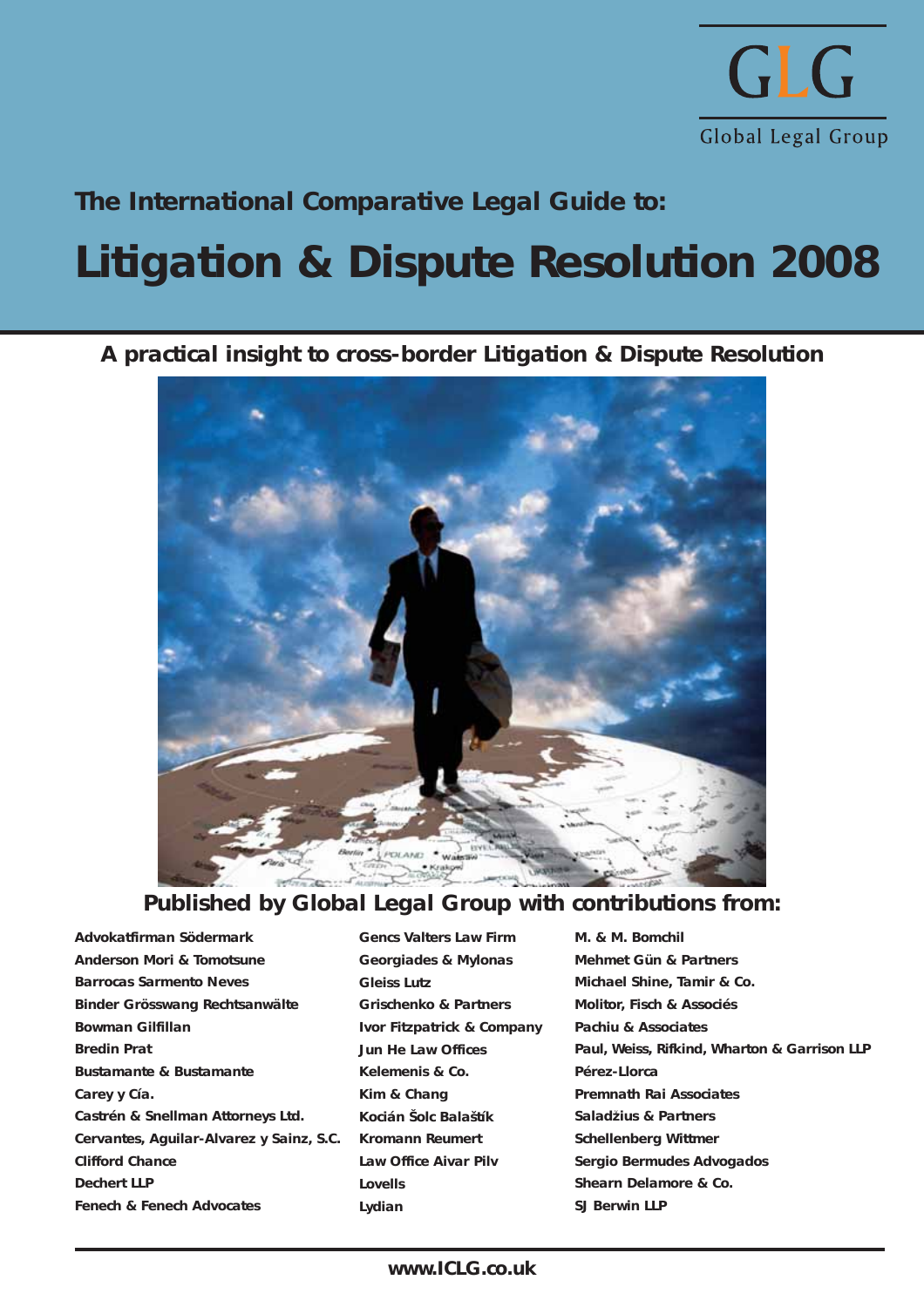GLG

Global Legal Group

## The International Comparative Legal Guide to:

# Litigation & Dispute Resolution 2008

**A practical insight to cross-border Litigation & Dispute Resolution**

## Published by Global Legal Group with contributions from:

Advokatfirman Södermark
Anderson Mori & Tomotsune
Barrocas Sarmento Neves
Binder Grösswang Rechtsanwälte
Bowman Gilfillan
Bredin Prat
Bustamante & Bustamante
Carey y Cía.
Castrén & Snellman Attorneys Ltd.
Cervantes, Aguilar-Alvarez y Sainz, S.C.
Clifford Chance
Dechert LLP
Fenech & Fenech Advocates
Gencs Valters Law Firm
Georgiades & Mylonas
Gleiss Lutz
Grischenko & Partners
Ivor Fitzpatrick & Company
Jun He Law Offices
Kelemenis & Co.
Kim & Chang
Kocián Šolc Balaštík
Kromann Reumert
Law Office Aivar Pilv
Lovells
Lydian
M. & M. Bomchil
Mehmet Gün & Partners
Michael Shine, Tamir & Co.
Molitor, Fisch & Associés
Pachiu & Associates
Paul, Weiss, Rifkind, Wharton & Garrison LLP
Pérez-Llorca
Premnath Rai Associates
Saladžius & Partners
Schellenberg Wittmer
Sergio Bermudes Advogados
Shearn Delamore & Co.
SJ Berwin LLP

www.ICLG.co.uk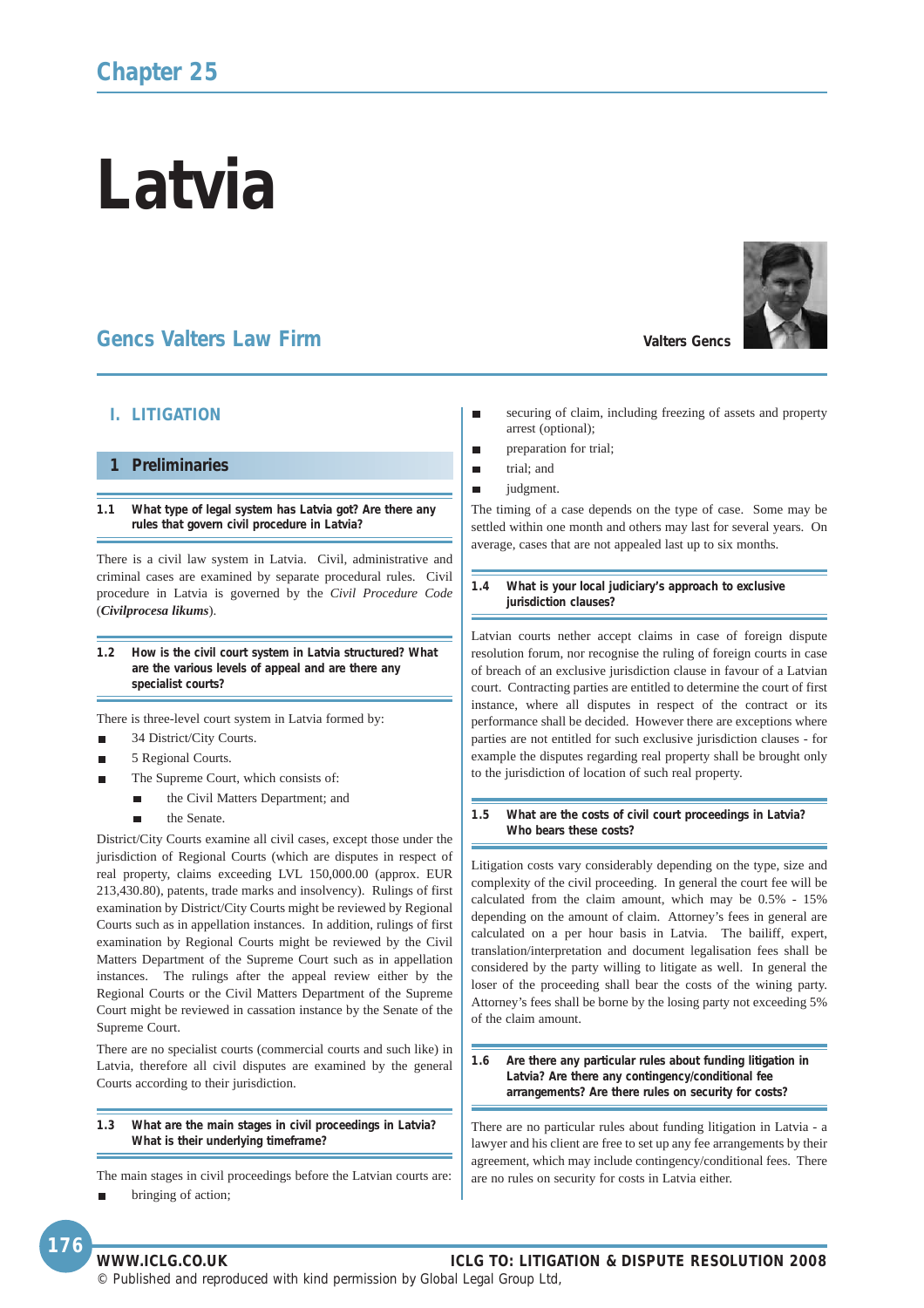Chapter 25

# Latvia

## Gencs Valters Law Firm

Valters Gencs

## I. LITIGATION

### 1 Preliminaries

#### 1.1 What type of legal system has Latvia got? Are there any rules that govern civil procedure in Latvia?

There is a civil law system in Latvia. Civil, administrative and criminal cases are examined by separate procedural rules. Civil procedure in Latvia is governed by the *Civil Procedure Code* (***Civilprocesa likums***).

#### 1.2 How is the civil court system in Latvia structured? What are the various levels of appeal and are there any specialist courts?

There is three-level court system in Latvia formed by:

- 34 District/City Courts.
- 5 Regional Courts.
- The Supreme Court, which consists of:
  - the Civil Matters Department; and
  - the Senate.

District/City Courts examine all civil cases, except those under the jurisdiction of Regional Courts (which are disputes in respect of real property, claims exceeding LVL 150,000.00 (approx. EUR 213,430.80), patents, trade marks and insolvency). Rulings of first examination by District/City Courts might be reviewed by Regional Courts such as in appellation instances. In addition, rulings of first examination by Regional Courts might be reviewed by the Civil Matters Department of the Supreme Court such as in appellation instances. The rulings after the appeal review either by the Regional Courts or the Civil Matters Department of the Supreme Court might be reviewed in cassation instance by the Senate of the Supreme Court.

There are no specialist courts (commercial courts and such like) in Latvia, therefore all civil disputes are examined by the general Courts according to their jurisdiction.

#### 1.3 What are the main stages in civil proceedings in Latvia? What is their underlying timeframe?

The main stages in civil proceedings before the Latvian courts are:

- bringing of action;
- securing of claim, including freezing of assets and property arrest (optional);
- preparation for trial;
- trial; and
- judgment.

The timing of a case depends on the type of case. Some may be settled within one month and others may last for several years. On average, cases that are not appealed last up to six months.

#### 1.4 What is your local judiciary's approach to exclusive jurisdiction clauses?

Latvian courts nether accept claims in case of foreign dispute resolution forum, nor recognise the ruling of foreign courts in case of breach of an exclusive jurisdiction clause in favour of a Latvian court. Contracting parties are entitled to determine the court of first instance, where all disputes in respect of the contract or its performance shall be decided. However there are exceptions where parties are not entitled for such exclusive jurisdiction clauses - for example the disputes regarding real property shall be brought only to the jurisdiction of location of such real property.

#### 1.5 What are the costs of civil court proceedings in Latvia? Who bears these costs?

Litigation costs vary considerably depending on the type, size and complexity of the civil proceeding. In general the court fee will be calculated from the claim amount, which may be 0.5% - 15% depending on the amount of claim. Attorney's fees in general are calculated on a per hour basis in Latvia. The bailiff, expert, translation/interpretation and document legalisation fees shall be considered by the party willing to litigate as well. In general the loser of the proceeding shall bear the costs of the wining party. Attorney's fees shall be borne by the losing party not exceeding 5% of the claim amount.

#### 1.6 Are there any particular rules about funding litigation in Latvia? Are there any contingency/conditional fee arrangements? Are there rules on security for costs?

There are no particular rules about funding litigation in Latvia - a lawyer and his client are free to set up any fee arrangements by their agreement, which may include contingency/conditional fees. There are no rules on security for costs in Latvia either.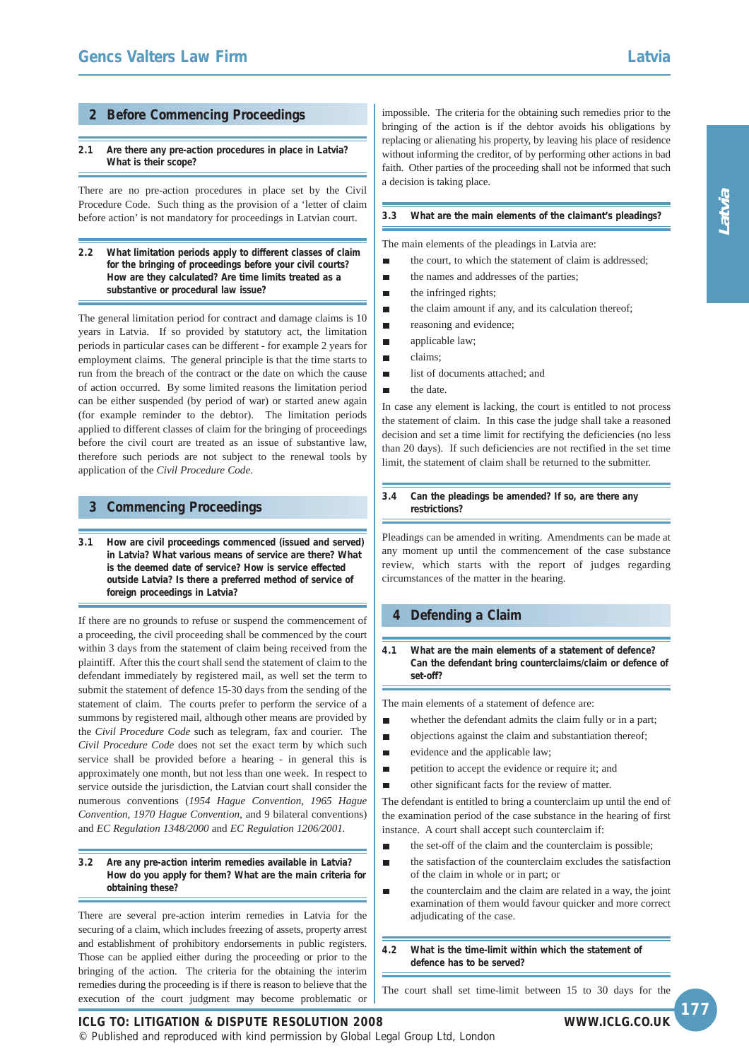## 2 Before Commencing Proceedings

### 2.1 Are there any pre-action procedures in place in Latvia? What is their scope?

There are no pre-action procedures in place set by the Civil Procedure Code. Such thing as the provision of a 'letter of claim before action' is not mandatory for proceedings in Latvian court.

### 2.2 What limitation periods apply to different classes of claim for the bringing of proceedings before your civil courts? How are they calculated? Are time limits treated as a substantive or procedural law issue?

The general limitation period for contract and damage claims is 10 years in Latvia. If so provided by statutory act, the limitation periods in particular cases can be different - for example 2 years for employment claims. The general principle is that the time starts to run from the breach of the contract or the date on which the cause of action occurred. By some limited reasons the limitation period can be either suspended (by period of war) or started anew again (for example reminder to the debtor). The limitation periods applied to different classes of claim for the bringing of proceedings before the civil court are treated as an issue of substantive law, therefore such periods are not subject to the renewal tools by application of the *Civil Procedure Code*.

## 3 Commencing Proceedings

### 3.1 How are civil proceedings commenced (issued and served) in Latvia? What various means of service are there? What is the deemed date of service? How is service effected outside Latvia? Is there a preferred method of service of foreign proceedings in Latvia?

If there are no grounds to refuse or suspend the commencement of a proceeding, the civil proceeding shall be commenced by the court within 3 days from the statement of claim being received from the plaintiff. After this the court shall send the statement of claim to the defendant immediately by registered mail, as well set the term to submit the statement of defence 15-30 days from the sending of the statement of claim. The courts prefer to perform the service of a summons by registered mail, although other means are provided by the *Civil Procedure Code* such as telegram, fax and courier. The *Civil Procedure Code* does not set the exact term by which such service shall be provided before a hearing - in general this is approximately one month, but not less than one week. In respect to service outside the jurisdiction, the Latvian court shall consider the numerous conventions (*1954 Hague Convention*, *1965 Hague Convention*, *1970 Hague Convention*, and 9 bilateral conventions) and *EC Regulation 1348/2000* and *EC Regulation 1206/2001*.

### 3.2 Are any pre-action interim remedies available in Latvia? How do you apply for them? What are the main criteria for obtaining these?

There are several pre-action interim remedies in Latvia for the securing of a claim, which includes freezing of assets, property arrest and establishment of prohibitory endorsements in public registers. Those can be applied either during the proceeding or prior to the bringing of the action. The criteria for the obtaining the interim remedies during the proceeding is if there is reason to believe that the execution of the court judgment may become problematic or impossible. The criteria for the obtaining such remedies prior to the bringing of the action is if the debtor avoids his obligations by replacing or alienating his property, by leaving his place of residence without informing the creditor, of by performing other actions in bad faith. Other parties of the proceeding shall not be informed that such a decision is taking place.

### 3.3 What are the main elements of the claimant's pleadings?

The main elements of the pleadings in Latvia are:

- the court, to which the statement of claim is addressed;
- the names and addresses of the parties;
- the infringed rights;
- the claim amount if any, and its calculation thereof;
- reasoning and evidence;
- applicable law;
- claims;
- list of documents attached; and
- the date.

In case any element is lacking, the court is entitled to not process the statement of claim. In this case the judge shall take a reasoned decision and set a time limit for rectifying the deficiencies (no less than 20 days). If such deficiencies are not rectified in the set time limit, the statement of claim shall be returned to the submitter.

### 3.4 Can the pleadings be amended? If so, are there any restrictions?

Pleadings can be amended in writing. Amendments can be made at any moment up until the commencement of the case substance review, which starts with the report of judges regarding circumstances of the matter in the hearing.

## 4 Defending a Claim

### 4.1 What are the main elements of a statement of defence? Can the defendant bring counterclaims/claim or defence of set-off?

The main elements of a statement of defence are:

- whether the defendant admits the claim fully or in a part;
- objections against the claim and substantiation thereof;
- evidence and the applicable law;
- petition to accept the evidence or require it; and
- other significant facts for the review of matter.

The defendant is entitled to bring a counterclaim up until the end of the examination period of the case substance in the hearing of first instance. A court shall accept such counterclaim if:

- the set-off of the claim and the counterclaim is possible;
- the satisfaction of the counterclaim excludes the satisfaction of the claim in whole or in part; or
- the counterclaim and the claim are related in a way, the joint examination of them would favour quicker and more correct adjudicating of the case.

### 4.2 What is the time-limit within which the statement of defence has to be served?

The court shall set time-limit between 15 to 30 days for the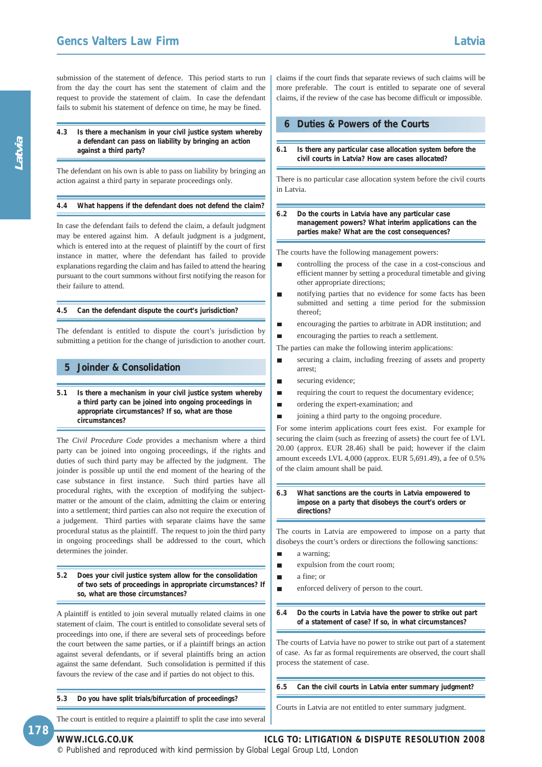submission of the statement of defence. This period starts to run from the day the court has sent the statement of claim and the request to provide the statement of claim. In case the defendant fails to submit his statement of defence on time, he may be fined.

### 4.3 Is there a mechanism in your civil justice system whereby a defendant can pass on liability by bringing an action against a third party?

The defendant on his own is able to pass on liability by bringing an action against a third party in separate proceedings only.

### 4.4 What happens if the defendant does not defend the claim?

In case the defendant fails to defend the claim, a default judgment may be entered against him. A default judgment is a judgment, which is entered into at the request of plaintiff by the court of first instance in matter, where the defendant has failed to provide explanations regarding the claim and has failed to attend the hearing pursuant to the court summons without first notifying the reason for their failure to attend.

### 4.5 Can the defendant dispute the court's jurisdiction?

The defendant is entitled to dispute the court's jurisdiction by submitting a petition for the change of jurisdiction to another court.

## 5 Joinder & Consolidation

### 5.1 Is there a mechanism in your civil justice system whereby a third party can be joined into ongoing proceedings in appropriate circumstances? If so, what are those circumstances?

The *Civil Procedure Code* provides a mechanism where a third party can be joined into ongoing proceedings, if the rights and duties of such third party may be affected by the judgment. The joinder is possible up until the end moment of the hearing of the case substance in first instance. Such third parties have all procedural rights, with the exception of modifying the subject-matter or the amount of the claim, admitting the claim or entering into a settlement; third parties can also not require the execution of a judgement. Third parties with separate claims have the same procedural status as the plaintiff. The request to join the third party in ongoing proceedings shall be addressed to the court, which determines the joinder.

### 5.2 Does your civil justice system allow for the consolidation of two sets of proceedings in appropriate circumstances? If so, what are those circumstances?

A plaintiff is entitled to join several mutually related claims in one statement of claim. The court is entitled to consolidate several sets of proceedings into one, if there are several sets of proceedings before the court between the same parties, or if a plaintiff brings an action against several defendants, or if several plaintiffs bring an action against the same defendant. Such consolidation is permitted if this favours the review of the case and if parties do not object to this.

### 5.3 Do you have split trials/bifurcation of proceedings?

The court is entitled to require a plaintiff to split the case into several claims if the court finds that separate reviews of such claims will be more preferable. The court is entitled to separate one of several claims, if the review of the case has become difficult or impossible.

## 6 Duties & Powers of the Courts

### 6.1 Is there any particular case allocation system before the civil courts in Latvia? How are cases allocated?

There is no particular case allocation system before the civil courts in Latvia.

### 6.2 Do the courts in Latvia have any particular case management powers? What interim applications can the parties make? What are the cost consequences?

The courts have the following management powers:

- controlling the process of the case in a cost-conscious and efficient manner by setting a procedural timetable and giving other appropriate directions;
- notifying parties that no evidence for some facts has been submitted and setting a time period for the submission thereof;
- encouraging the parties to arbitrate in ADR institution; and
- encouraging the parties to reach a settlement.

The parties can make the following interim applications:

- securing a claim, including freezing of assets and property arrest;
- securing evidence;
- requiring the court to request the documentary evidence;
- ordering the expert-examination; and
- joining a third party to the ongoing procedure.

For some interim applications court fees exist. For example for securing the claim (such as freezing of assets) the court fee of LVL 20.00 (approx. EUR 28.46) shall be paid; however if the claim amount exceeds LVL 4,000 (approx. EUR 5,691.49), a fee of 0.5% of the claim amount shall be paid.

### 6.3 What sanctions are the courts in Latvia empowered to impose on a party that disobeys the court's orders or directions?

The courts in Latvia are empowered to impose on a party that disobeys the court's orders or directions the following sanctions:

- a warning;
- expulsion from the court room;
- a fine; or
- enforced delivery of person to the court.

### 6.4 Do the courts in Latvia have the power to strike out part of a statement of case? If so, in what circumstances?

The courts of Latvia have no power to strike out part of a statement of case. As far as formal requirements are observed, the court shall process the statement of case.

### 6.5 Can the civil courts in Latvia enter summary judgment?

Courts in Latvia are not entitled to enter summary judgment.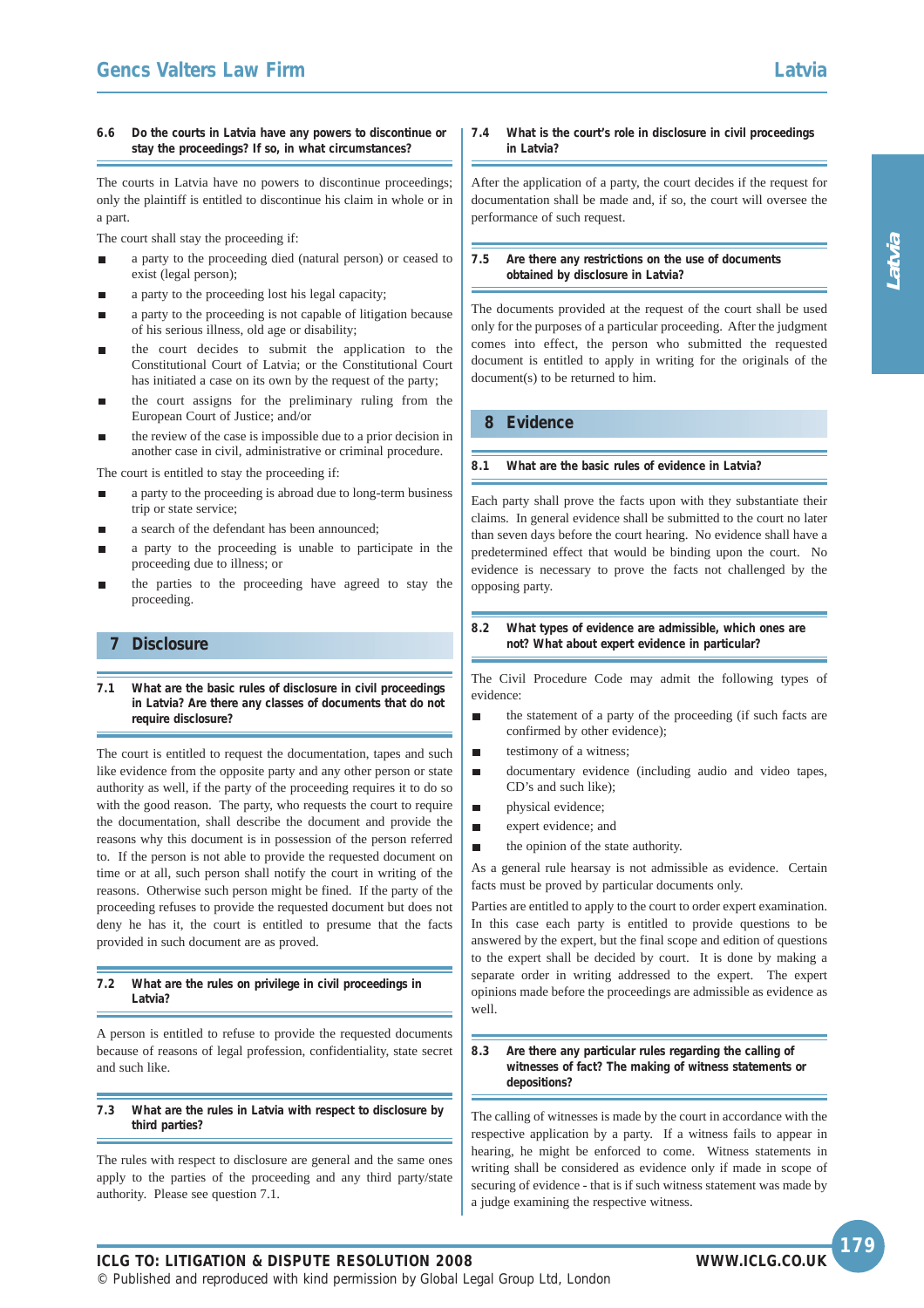#### 6.6 Do the courts in Latvia have any powers to discontinue or stay the proceedings? If so, in what circumstances?

The courts in Latvia have no powers to discontinue proceedings; only the plaintiff is entitled to discontinue his claim in whole or in a part.

The court shall stay the proceeding if:

- a party to the proceeding died (natural person) or ceased to exist (legal person);
- a party to the proceeding lost his legal capacity;
- a party to the proceeding is not capable of litigation because of his serious illness, old age or disability;
- the court decides to submit the application to the Constitutional Court of Latvia; or the Constitutional Court has initiated a case on its own by the request of the party;
- the court assigns for the preliminary ruling from the European Court of Justice; and/or
- the review of the case is impossible due to a prior decision in another case in civil, administrative or criminal procedure.

The court is entitled to stay the proceeding if:

- a party to the proceeding is abroad due to long-term business trip or state service;
- a search of the defendant has been announced;
- a party to the proceeding is unable to participate in the proceeding due to illness; or
- the parties to the proceeding have agreed to stay the proceeding.

## 7 Disclosure

#### 7.1 What are the basic rules of disclosure in civil proceedings in Latvia? Are there any classes of documents that do not require disclosure?

The court is entitled to request the documentation, tapes and such like evidence from the opposite party and any other person or state authority as well, if the party of the proceeding requires it to do so with the good reason. The party, who requests the court to require the documentation, shall describe the document and provide the reasons why this document is in possession of the person referred to. If the person is not able to provide the requested document on time or at all, such person shall notify the court in writing of the reasons. Otherwise such person might be fined. If the party of the proceeding refuses to provide the requested document but does not deny he has it, the court is entitled to presume that the facts provided in such document are as proved.

#### 7.2 What are the rules on privilege in civil proceedings in Latvia?

A person is entitled to refuse to provide the requested documents because of reasons of legal profession, confidentiality, state secret and such like.

#### 7.3 What are the rules in Latvia with respect to disclosure by third parties?

The rules with respect to disclosure are general and the same ones apply to the parties of the proceeding and any third party/state authority. Please see question 7.1.

#### 7.4 What is the court's role in disclosure in civil proceedings in Latvia?

After the application of a party, the court decides if the request for documentation shall be made and, if so, the court will oversee the performance of such request.

#### 7.5 Are there any restrictions on the use of documents obtained by disclosure in Latvia?

The documents provided at the request of the court shall be used only for the purposes of a particular proceeding. After the judgment comes into effect, the person who submitted the requested document is entitled to apply in writing for the originals of the document(s) to be returned to him.

## 8 Evidence

#### 8.1 What are the basic rules of evidence in Latvia?

Each party shall prove the facts upon with they substantiate their claims. In general evidence shall be submitted to the court no later than seven days before the court hearing. No evidence shall have a predetermined effect that would be binding upon the court. No evidence is necessary to prove the facts not challenged by the opposing party.

#### 8.2 What types of evidence are admissible, which ones are not? What about expert evidence in particular?

The Civil Procedure Code may admit the following types of evidence:

- the statement of a party of the proceeding (if such facts are confirmed by other evidence);
- testimony of a witness;
- documentary evidence (including audio and video tapes, CD's and such like);
- physical evidence;
- expert evidence; and
- the opinion of the state authority.

As a general rule hearsay is not admissible as evidence. Certain facts must be proved by particular documents only.

Parties are entitled to apply to the court to order expert examination. In this case each party is entitled to provide questions to be answered by the expert, but the final scope and edition of questions to the expert shall be decided by court. It is done by making a separate order in writing addressed to the expert. The expert opinions made before the proceedings are admissible as evidence as well.

#### 8.3 Are there any particular rules regarding the calling of witnesses of fact? The making of witness statements or depositions?

The calling of witnesses is made by the court in accordance with the respective application by a party. If a witness fails to appear in hearing, he might be enforced to come. Witness statements in writing shall be considered as evidence only if made in scope of securing of evidence - that is if such witness statement was made by a judge examining the respective witness.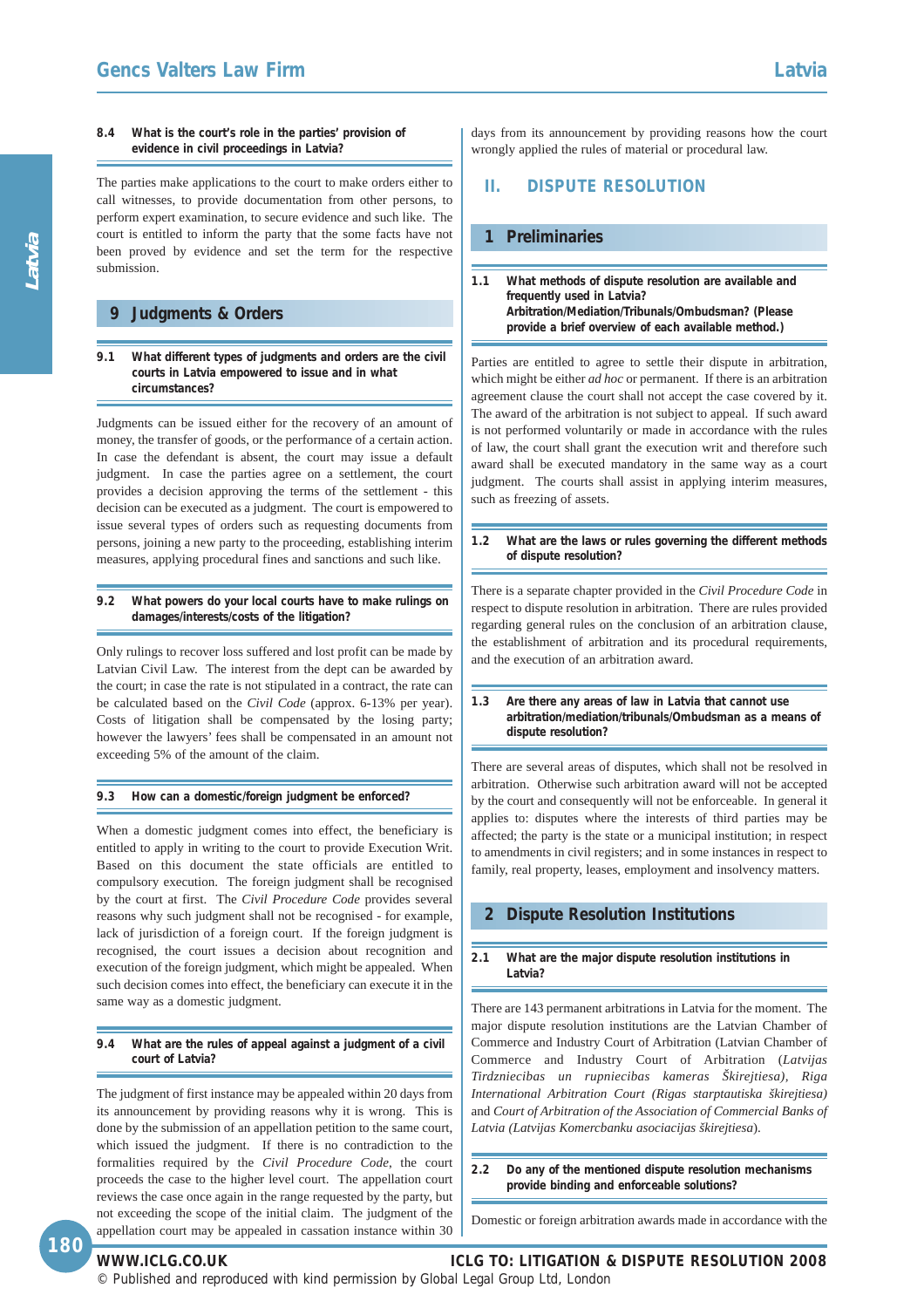### 8.4 What is the court's role in the parties' provision of evidence in civil proceedings in Latvia?

The parties make applications to the court to make orders either to call witnesses, to provide documentation from other persons, to perform expert examination, to secure evidence and such like. The court is entitled to inform the party that the some facts have not been proved by evidence and set the term for the respective submission.

## 9 Judgments & Orders

### 9.1 What different types of judgments and orders are the civil courts in Latvia empowered to issue and in what circumstances?

Judgments can be issued either for the recovery of an amount of money, the transfer of goods, or the performance of a certain action. In case the defendant is absent, the court may issue a default judgment. In case the parties agree on a settlement, the court provides a decision approving the terms of the settlement - this decision can be executed as a judgment. The court is empowered to issue several types of orders such as requesting documents from persons, joining a new party to the proceeding, establishing interim measures, applying procedural fines and sanctions and such like.

### 9.2 What powers do your local courts have to make rulings on damages/interests/costs of the litigation?

Only rulings to recover loss suffered and lost profit can be made by Latvian Civil Law. The interest from the dept can be awarded by the court; in case the rate is not stipulated in a contract, the rate can be calculated based on the *Civil Code* (approx. 6-13% per year). Costs of litigation shall be compensated by the losing party; however the lawyers' fees shall be compensated in an amount not exceeding 5% of the amount of the claim.

### 9.3 How can a domestic/foreign judgment be enforced?

When a domestic judgment comes into effect, the beneficiary is entitled to apply in writing to the court to provide Execution Writ. Based on this document the state officials are entitled to compulsory execution. The foreign judgment shall be recognised by the court at first. The *Civil Procedure Code* provides several reasons why such judgment shall not be recognised - for example, lack of jurisdiction of a foreign court. If the foreign judgment is recognised, the court issues a decision about recognition and execution of the foreign judgment, which might be appealed. When such decision comes into effect, the beneficiary can execute it in the same way as a domestic judgment.

### 9.4 What are the rules of appeal against a judgment of a civil court of Latvia?

The judgment of first instance may be appealed within 20 days from its announcement by providing reasons why it is wrong. This is done by the submission of an appellation petition to the same court, which issued the judgment. If there is no contradiction to the formalities required by the *Civil Procedure Code*, the court proceeds the case to the higher level court. The appellation court reviews the case once again in the range requested by the party, but not exceeding the scope of the initial claim. The judgment of the appellation court may be appealed in cassation instance within 30 days from its announcement by providing reasons how the court wrongly applied the rules of material or procedural law.

# II. DISPUTE RESOLUTION

## 1 Preliminaries

### 1.1 What methods of dispute resolution are available and frequently used in Latvia? Arbitration/Mediation/Tribunals/Ombudsman? (Please provide a brief overview of each available method.)

Parties are entitled to agree to settle their dispute in arbitration, which might be either *ad hoc* or permanent. If there is an arbitration agreement clause the court shall not accept the case covered by it. The award of the arbitration is not subject to appeal. If such award is not performed voluntarily or made in accordance with the rules of law, the court shall grant the execution writ and therefore such award shall be executed mandatory in the same way as a court judgment. The courts shall assist in applying interim measures, such as freezing of assets.

### 1.2 What are the laws or rules governing the different methods of dispute resolution?

There is a separate chapter provided in the *Civil Procedure Code* in respect to dispute resolution in arbitration. There are rules provided regarding general rules on the conclusion of an arbitration clause, the establishment of arbitration and its procedural requirements, and the execution of an arbitration award.

### 1.3 Are there any areas of law in Latvia that cannot use arbitration/mediation/tribunals/Ombudsman as a means of dispute resolution?

There are several areas of disputes, which shall not be resolved in arbitration. Otherwise such arbitration award will not be accepted by the court and consequently will not be enforceable. In general it applies to: disputes where the interests of third parties may be affected; the party is the state or a municipal institution; in respect to amendments in civil registers; and in some instances in respect to family, real property, leases, employment and insolvency matters.

## 2 Dispute Resolution Institutions

### 2.1 What are the major dispute resolution institutions in Latvia?

There are 143 permanent arbitrations in Latvia for the moment. The major dispute resolution institutions are the Latvian Chamber of Commerce and Industry Court of Arbitration (Latvian Chamber of Commerce and Industry Court of Arbitration (*Latvijas Tirdzniecibas un rupniecibas kameras Škirejtiesa*), *Riga International Arbitration Court (Rigas starptautiska škirejtiesa)* and *Court of Arbitration of the Association of Commercial Banks of Latvia (Latvijas Komercbanku asociacijas škirejtiesa*).

### 2.2 Do any of the mentioned dispute resolution mechanisms provide binding and enforceable solutions?

Domestic or foreign arbitration awards made in accordance with the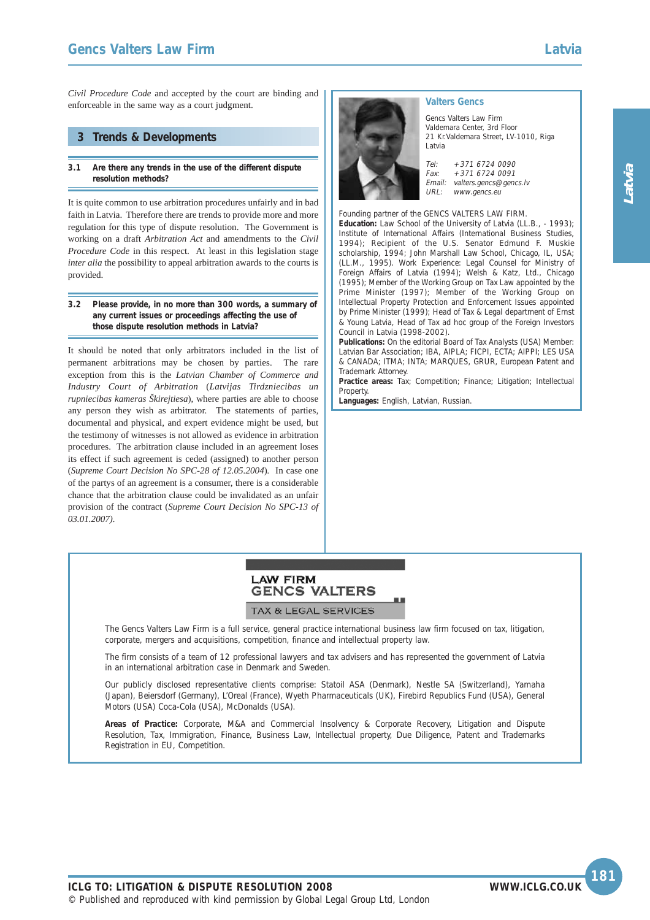*Civil Procedure Code* and accepted by the court are binding and enforceable in the same way as a court judgment.

## 3 Trends & Developments

### 3.1 Are there any trends in the use of the different dispute resolution methods?

It is quite common to use arbitration procedures unfairly and in bad faith in Latvia. Therefore there are trends to provide more and more regulation for this type of dispute resolution. The Government is working on a draft *Arbitration Act* and amendments to the *Civil Procedure Code* in this respect. At least in this legislation stage *inter alia* the possibility to appeal arbitration awards to the courts is provided.

### 3.2 Please provide, in no more than 300 words, a summary of any current issues or proceedings affecting the use of those dispute resolution methods in Latvia?

It should be noted that only arbitrators included in the list of permanent arbitrations may be chosen by parties. The rare exception from this is the *Latvian Chamber of Commerce and Industry Court of Arbitration* (*Latvijas Tirdzniecibas un rupniecibas kameras Škirejtiesa*), where parties are able to choose any person they wish as arbitrator. The statements of parties, documental and physical, and expert evidence might be used, but the testimony of witnesses is not allowed as evidence in arbitration procedures. The arbitration clause included in an agreement loses its effect if such agreement is ceded (assigned) to another person (*Supreme Court Decision No SPC-28 of 12.05.2004*). In case one of the partys of an agreement is a consumer, there is a considerable chance that the arbitration clause could be invalidated as an unfair provision of the contract (*Supreme Court Decision No SPC-13 of 03.01.2007)*.

---

**Valters Gencs**

Gencs Valters Law Firm
Valdemara Center, 3rd Floor
21 Kr.Valdemara Street, LV-1010, Riga
Latvia

*Tel:* +371 6724 0090
*Fax:* +371 6724 0091
*Email:* valters.gencs@gencs.lv
*URL:* www.gencs.eu

Founding partner of the GENCS VALTERS LAW FIRM.
**Education:** Law School of the University of Latvia (LL.B., - 1993); Institute of International Affairs (International Business Studies, 1994); Recipient of the U.S. Senator Edmund F. Muskie scholarship, 1994; John Marshall Law School, Chicago, IL, USA; (LL.M., 1995). Work Experience: Legal Counsel for Ministry of Foreign Affairs of Latvia (1994); Welsh & Katz, Ltd., Chicago (1995); Member of the Working Group on Tax Law appointed by the Prime Minister (1997); Member of the Working Group on Intellectual Property Protection and Enforcement Issues appointed by Prime Minister (1999); Head of Tax & Legal department of Ernst & Young Latvia, Head of Tax ad hoc group of the Foreign Investors Council in Latvia (1998-2002).
**Publications:** On the editorial Board of Tax Analysts (USA) Member: Latvian Bar Association; IBA, AIPLA; FICPI, ECTA; AIPPI; LES USA & CANADA; ITMA; INTA; MARQUES, GRUR, European Patent and Trademark Attorney.
**Practice areas:** Tax; Competition; Finance; Litigation; Intellectual Property.
**Languages:** English, Latvian, Russian.

---

LAW FIRM
GENCS VALTERS
TAX & LEGAL SERVICES

The Gencs Valters Law Firm is a full service, general practice international business law firm focused on tax, litigation, corporate, mergers and acquisitions, competition, finance and intellectual property law.

The firm consists of a team of 12 professional lawyers and tax advisers and has represented the government of Latvia in an international arbitration case in Denmark and Sweden.

Our publicly disclosed representative clients comprise: Statoil ASA (Denmark), Nestle SA (Switzerland), Yamaha (Japan), Beiersdorf (Germany), L'Oreal (France), Wyeth Pharmaceuticals (UK), Firebird Republics Fund (USA), General Motors (USA) Coca-Cola (USA), McDonalds (USA).

**Areas of Practice:** Corporate, M&A and Commercial Insolvency & Corporate Recovery, Litigation and Dispute Resolution, Tax, Immigration, Finance, Business Law, Intellectual property, Due Diligence, Patent and Trademarks Registration in EU, Competition.